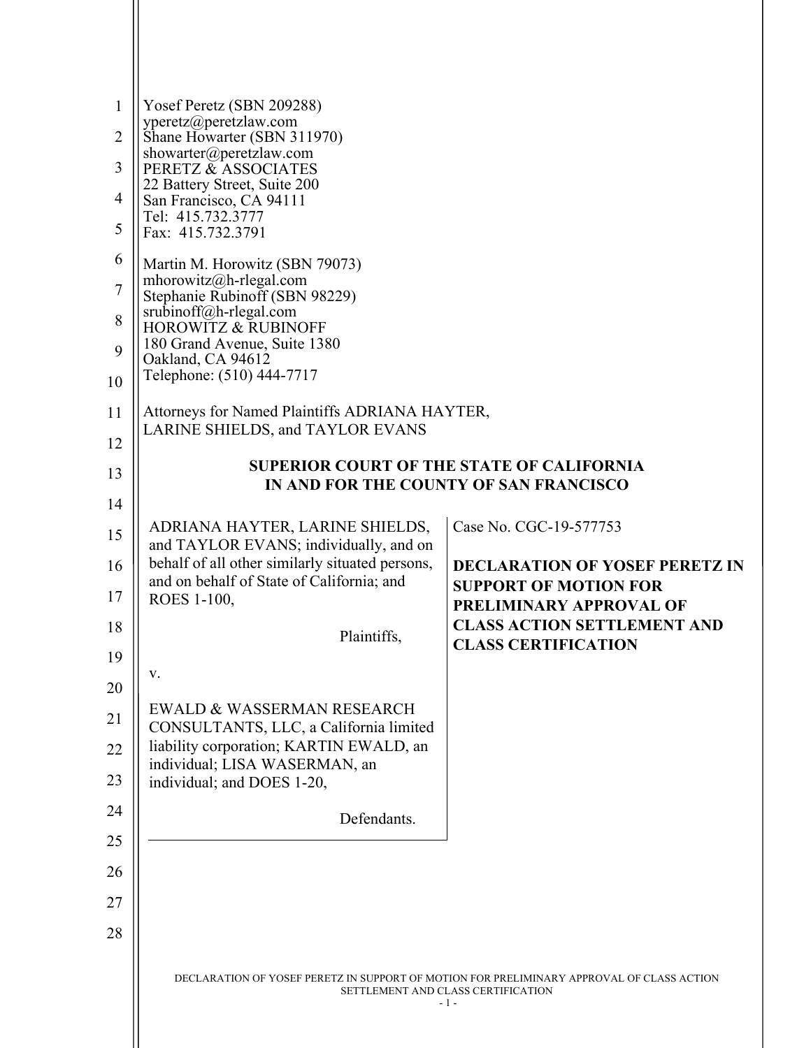Yosef Peretz (SBN 209288)
yperetz@peretzlaw.com
Shane Howarter (SBN 311970)
showarter@peretzlaw.com
PERETZ & ASSOCIATES
22 Battery Street, Suite 200
San Francisco, CA 94111
Tel: 415.732.3777
Fax: 415.732.3791

Martin M. Horowitz (SBN 79073)
mhorowitz@h-rlegal.com
Stephanie Rubinoff (SBN 98229)
srubinoff@h-rlegal.com
HOROWITZ & RUBINOFF
180 Grand Avenue, Suite 1380
Oakland, CA 94612
Telephone: (510) 444-7717

Attorneys for Named Plaintiffs ADRIANA HAYTER, LARINE SHIELDS, and TAYLOR EVANS

**SUPERIOR COURT OF THE STATE OF CALIFORNIA**
**IN AND FOR THE COUNTY OF SAN FRANCISCO**

ADRIANA HAYTER, LARINE SHIELDS, and TAYLOR EVANS; individually, and on behalf of all other similarly situated persons, and on behalf of State of California; and ROES 1-100,

Plaintiffs,

v.

EWALD & WASSERMAN RESEARCH CONSULTANTS, LLC, a California limited liability corporation; KARTIN EWALD, an individual; LISA WASERMAN, an individual; and DOES 1-20,

Defendants.

Case No. CGC-19-577753

**DECLARATION OF YOSEF PERETZ IN SUPPORT OF MOTION FOR PRELIMINARY APPROVAL OF CLASS ACTION SETTLEMENT AND CLASS CERTIFICATION**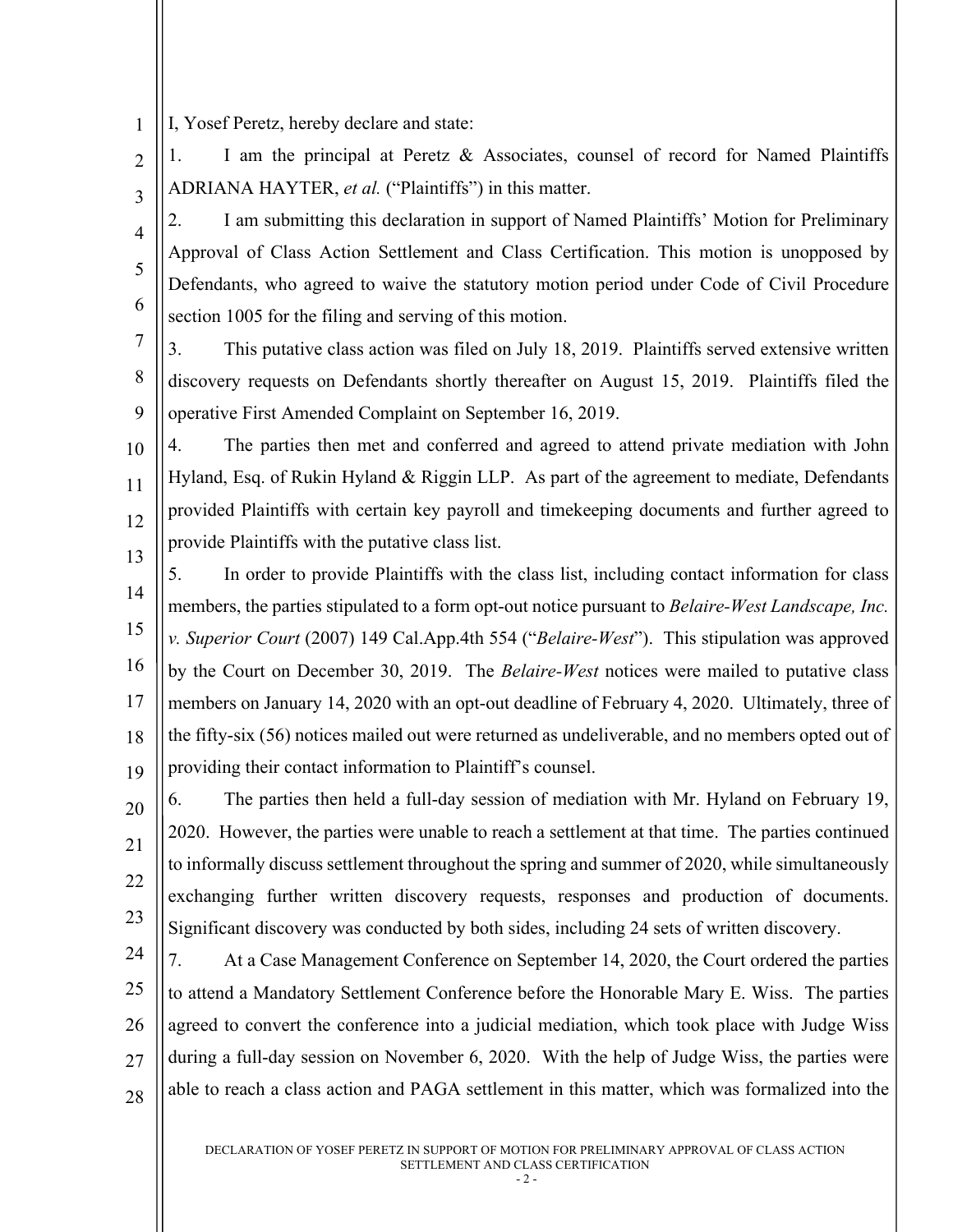I, Yosef Peretz, hereby declare and state:

1. I am the principal at Peretz & Associates, counsel of record for Named Plaintiffs ADRIANA HAYTER, *et al.* ("Plaintiffs") in this matter.

2. I am submitting this declaration in support of Named Plaintiffs' Motion for Preliminary Approval of Class Action Settlement and Class Certification. This motion is unopposed by Defendants, who agreed to waive the statutory motion period under Code of Civil Procedure section 1005 for the filing and serving of this motion.

3. This putative class action was filed on July 18, 2019. Plaintiffs served extensive written discovery requests on Defendants shortly thereafter on August 15, 2019. Plaintiffs filed the operative First Amended Complaint on September 16, 2019.

4. The parties then met and conferred and agreed to attend private mediation with John Hyland, Esq. of Rukin Hyland & Riggin LLP. As part of the agreement to mediate, Defendants provided Plaintiffs with certain key payroll and timekeeping documents and further agreed to provide Plaintiffs with the putative class list.

5. In order to provide Plaintiffs with the class list, including contact information for class members, the parties stipulated to a form opt-out notice pursuant to *Belaire-West Landscape, Inc. v. Superior Court* (2007) 149 Cal.App.4th 554 ("*Belaire-West*"). This stipulation was approved by the Court on December 30, 2019. The *Belaire-West* notices were mailed to putative class members on January 14, 2020 with an opt-out deadline of February 4, 2020. Ultimately, three of the fifty-six (56) notices mailed out were returned as undeliverable, and no members opted out of providing their contact information to Plaintiff's counsel.

6. The parties then held a full-day session of mediation with Mr. Hyland on February 19, 2020. However, the parties were unable to reach a settlement at that time. The parties continued to informally discuss settlement throughout the spring and summer of 2020, while simultaneously exchanging further written discovery requests, responses and production of documents. Significant discovery was conducted by both sides, including 24 sets of written discovery.

7. At a Case Management Conference on September 14, 2020, the Court ordered the parties to attend a Mandatory Settlement Conference before the Honorable Mary E. Wiss. The parties agreed to convert the conference into a judicial mediation, which took place with Judge Wiss during a full-day session on November 6, 2020. With the help of Judge Wiss, the parties were able to reach a class action and PAGA settlement in this matter, which was formalized into the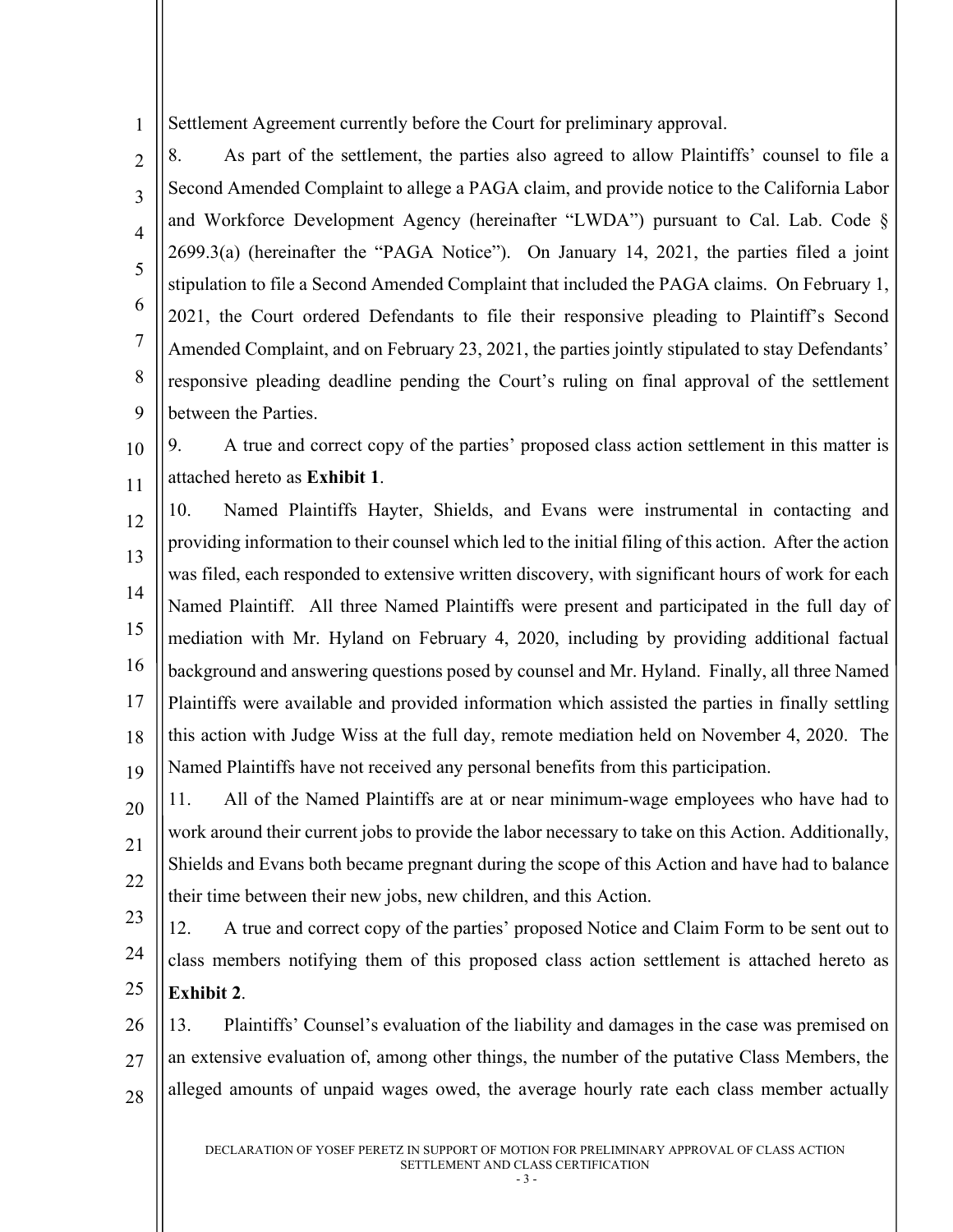Settlement Agreement currently before the Court for preliminary approval.

8. As part of the settlement, the parties also agreed to allow Plaintiffs' counsel to file a Second Amended Complaint to allege a PAGA claim, and provide notice to the California Labor and Workforce Development Agency (hereinafter "LWDA") pursuant to Cal. Lab. Code § 2699.3(a) (hereinafter the "PAGA Notice"). On January 14, 2021, the parties filed a joint stipulation to file a Second Amended Complaint that included the PAGA claims. On February 1, 2021, the Court ordered Defendants to file their responsive pleading to Plaintiff's Second Amended Complaint, and on February 23, 2021, the parties jointly stipulated to stay Defendants' responsive pleading deadline pending the Court's ruling on final approval of the settlement between the Parties.

9. A true and correct copy of the parties' proposed class action settlement in this matter is attached hereto as **Exhibit 1**.

10. Named Plaintiffs Hayter, Shields, and Evans were instrumental in contacting and providing information to their counsel which led to the initial filing of this action. After the action was filed, each responded to extensive written discovery, with significant hours of work for each Named Plaintiff. All three Named Plaintiffs were present and participated in the full day of mediation with Mr. Hyland on February 4, 2020, including by providing additional factual background and answering questions posed by counsel and Mr. Hyland. Finally, all three Named Plaintiffs were available and provided information which assisted the parties in finally settling this action with Judge Wiss at the full day, remote mediation held on November 4, 2020. The Named Plaintiffs have not received any personal benefits from this participation.

11. All of the Named Plaintiffs are at or near minimum-wage employees who have had to work around their current jobs to provide the labor necessary to take on this Action. Additionally, Shields and Evans both became pregnant during the scope of this Action and have had to balance their time between their new jobs, new children, and this Action.

12. A true and correct copy of the parties' proposed Notice and Claim Form to be sent out to class members notifying them of this proposed class action settlement is attached hereto as **Exhibit 2**.

13. Plaintiffs' Counsel's evaluation of the liability and damages in the case was premised on an extensive evaluation of, among other things, the number of the putative Class Members, the alleged amounts of unpaid wages owed, the average hourly rate each class member actually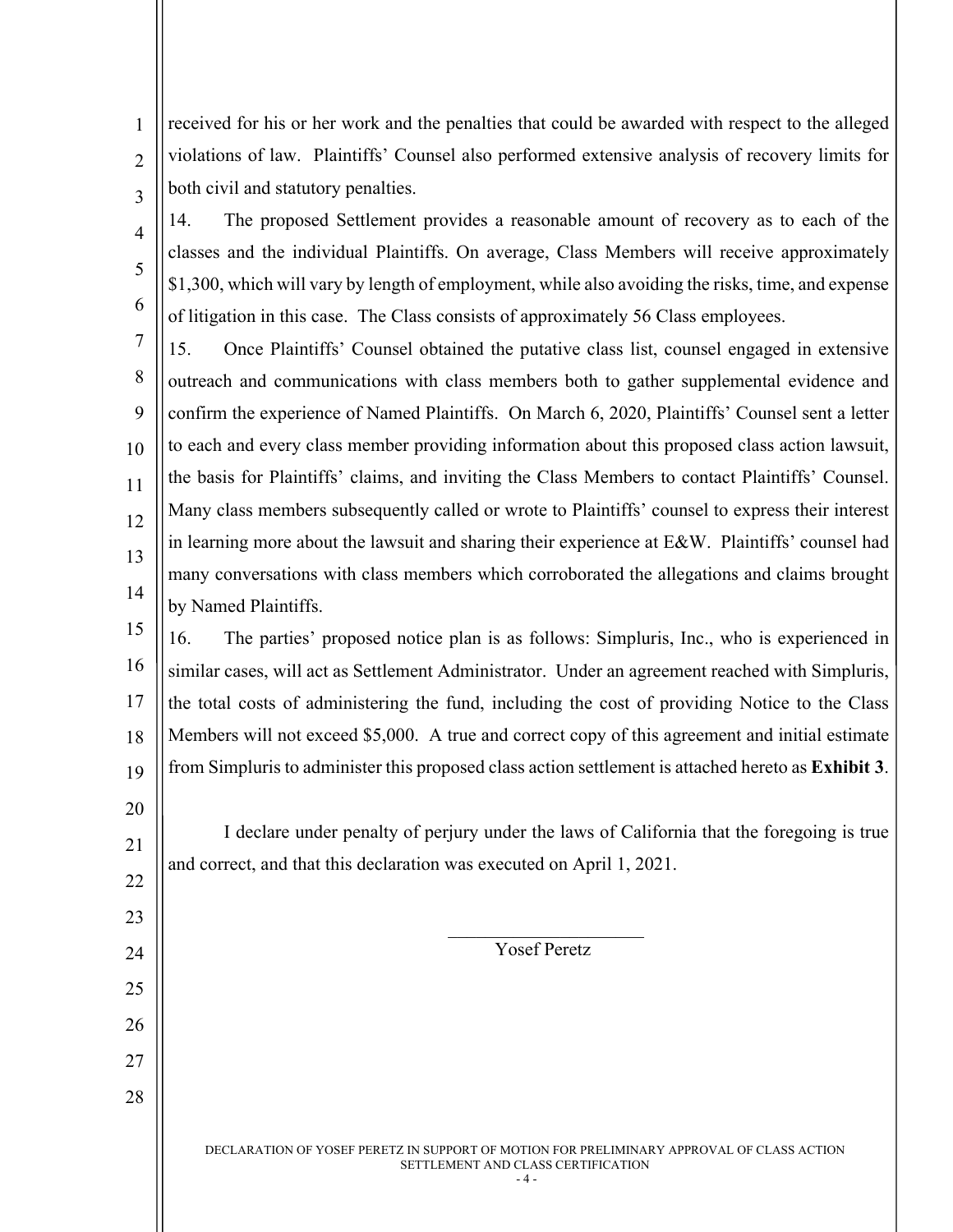received for his or her work and the penalties that could be awarded with respect to the alleged violations of law. Plaintiffs' Counsel also performed extensive analysis of recovery limits for both civil and statutory penalties.

14. The proposed Settlement provides a reasonable amount of recovery as to each of the classes and the individual Plaintiffs. On average, Class Members will receive approximately $1,300, which will vary by length of employment, while also avoiding the risks, time, and expense of litigation in this case. The Class consists of approximately 56 Class employees.

15. Once Plaintiffs' Counsel obtained the putative class list, counsel engaged in extensive outreach and communications with class members both to gather supplemental evidence and confirm the experience of Named Plaintiffs. On March 6, 2020, Plaintiffs' Counsel sent a letter to each and every class member providing information about this proposed class action lawsuit, the basis for Plaintiffs' claims, and inviting the Class Members to contact Plaintiffs' Counsel. Many class members subsequently called or wrote to Plaintiffs' counsel to express their interest in learning more about the lawsuit and sharing their experience at E&W. Plaintiffs' counsel had many conversations with class members which corroborated the allegations and claims brought by Named Plaintiffs.

16. The parties' proposed notice plan is as follows: Simpluris, Inc., who is experienced in similar cases, will act as Settlement Administrator. Under an agreement reached with Simpluris, the total costs of administering the fund, including the cost of providing Notice to the Class Members will not exceed $5,000. A true and correct copy of this agreement and initial estimate from Simpluris to administer this proposed class action settlement is attached hereto as **Exhibit 3**.

I declare under penalty of perjury under the laws of California that the foregoing is true and correct, and that this declaration was executed on April 1, 2021.

\_\_\_\_\_\_\_\_\_\_\_\_\_\_\_\_\_\_\_\_\_\_

Yosef Peretz

DECLARATION OF YOSEF PERETZ IN SUPPORT OF MOTION FOR PRELIMINARY APPROVAL OF CLASS ACTION SETTLEMENT AND CLASS CERTIFICATION